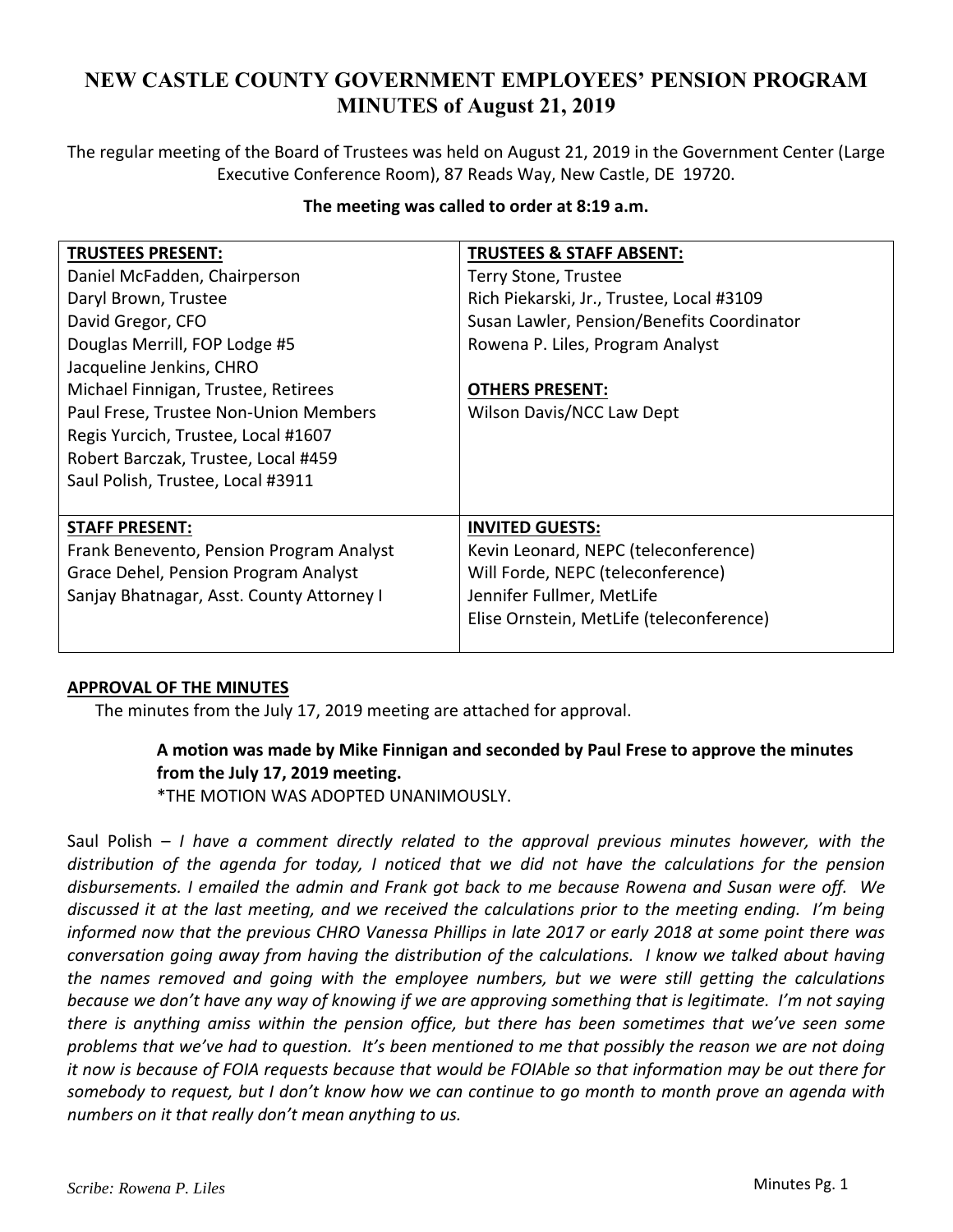# NEW CASTLE COUNTY GOVERNMENT EMPLOYEES' PENSION PROGRAM MINUTES of August 21, 2019

The regular meeting of the Board of Trustees was held on August 21, 2019 in the Government Center (Large Executive Conference Room), 87 Reads Way, New Castle, DE 19720.

**The meeting was called to order at 8:19 a.m.**

| **TRUSTEES PRESENT:** | **TRUSTEES & STAFF ABSENT:** |
|---|---|
| Daniel McFadden, Chairperson<br>Daryl Brown, Trustee<br>David Gregor, CFO<br>Douglas Merrill, FOP Lodge #5<br>Jacqueline Jenkins, CHRO<br>Michael Finnigan, Trustee, Retirees<br>Paul Frese, Trustee Non-Union Members<br>Regis Yurcich, Trustee, Local #1607<br>Robert Barczak, Trustee, Local #459<br>Saul Polish, Trustee, Local #3911 | Terry Stone, Trustee<br>Rich Piekarski, Jr., Trustee, Local #3109<br>Susan Lawler, Pension/Benefits Coordinator<br>Rowena P. Liles, Program Analyst<br><br>**OTHERS PRESENT:**<br>Wilson Davis/NCC Law Dept |
| **STAFF PRESENT:**<br>Frank Benevento, Pension Program Analyst<br>Grace Dehel, Pension Program Analyst<br>Sanjay Bhatnagar, Asst. County Attorney I | **INVITED GUESTS:**<br>Kevin Leonard, NEPC (teleconference)<br>Will Forde, NEPC (teleconference)<br>Jennifer Fullmer, MetLife<br>Elise Ornstein, MetLife (teleconference) |

**APPROVAL OF THE MINUTES**

The minutes from the July 17, 2019 meeting are attached for approval.

> **A motion was made by Mike Finnigan and seconded by Paul Frese to approve the minutes from the July 17, 2019 meeting.**
> *THE MOTION WAS ADOPTED UNANIMOUSLY.

Saul Polish – *I have a comment directly related to the approval previous minutes however, with the distribution of the agenda for today, I noticed that we did not have the calculations for the pension disbursements. I emailed the admin and Frank got back to me because Rowena and Susan were off. We discussed it at the last meeting, and we received the calculations prior to the meeting ending. I'm being informed now that the previous CHRO Vanessa Phillips in late 2017 or early 2018 at some point there was conversation going away from having the distribution of the calculations. I know we talked about having the names removed and going with the employee numbers, but we were still getting the calculations because we don't have any way of knowing if we are approving something that is legitimate. I'm not saying there is anything amiss within the pension office, but there has been sometimes that we've seen some problems that we've had to question. It's been mentioned to me that possibly the reason we are not doing it now is because of FOIA requests because that would be FOIAble so that information may be out there for somebody to request, but I don't know how we can continue to go month to month prove an agenda with numbers on it that really don't mean anything to us.*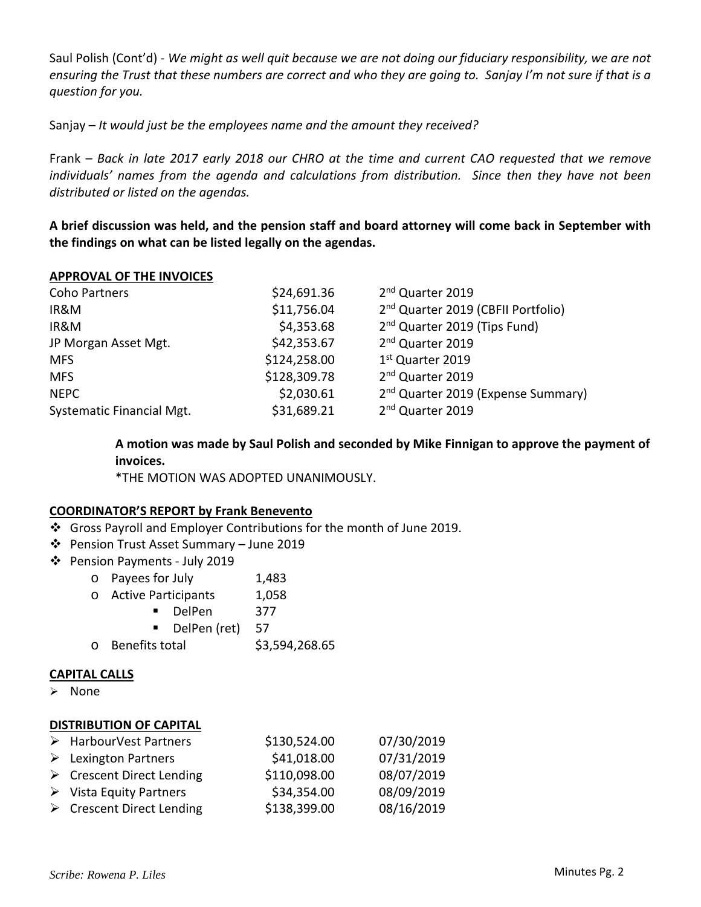Saul Polish (Cont'd) - *We might as well quit because we are not doing our fiduciary responsibility, we are not ensuring the Trust that these numbers are correct and who they are going to. Sanjay I'm not sure if that is a question for you.*

Sanjay – *It would just be the employees name and the amount they received?*

Frank – *Back in late 2017 early 2018 our CHRO at the time and current CAO requested that we remove individuals' names from the agenda and calculations from distribution. Since then they have not been distributed or listed on the agendas.*

**A brief discussion was held, and the pension staff and board attorney will come back in September with the findings on what can be listed legally on the agendas.**

**APPROVAL OF THE INVOICES**

| | | |
|---|---|---|
| Coho Partners | $24,691.36 | 2nd Quarter 2019 |
| IR&M | $11,756.04 | 2nd Quarter 2019 (CBFII Portfolio) |
| IR&M | $4,353.68 | 2nd Quarter 2019 (Tips Fund) |
| JP Morgan Asset Mgt. | $42,353.67 | 2nd Quarter 2019 |
| MFS | $124,258.00 | 1st Quarter 2019 |
| MFS | $128,309.78 | 2nd Quarter 2019 |
| NEPC | $2,030.61 | 2nd Quarter 2019 (Expense Summary) |
| Systematic Financial Mgt. | $31,689.21 | 2nd Quarter 2019 |

**A motion was made by Saul Polish and seconded by Mike Finnigan to approve the payment of invoices.**
*THE MOTION WAS ADOPTED UNANIMOUSLY.

**COORDINATOR'S REPORT by Frank Benevento**

- Gross Payroll and Employer Contributions for the month of June 2019.
- Pension Trust Asset Summary – June 2019
- Pension Payments - July 2019
  - Payees for July 1,483
  - Active Participants 1,058
    - DelPen 377
    - DelPen (ret) 57
  - Benefits total $3,594,268.65

**CAPITAL CALLS**

- None

**DISTRIBUTION OF CAPITAL**

| | | |
|---|---|---|
| HarbourVest Partners | $130,524.00 | 07/30/2019 |
| Lexington Partners | $41,018.00 | 07/31/2019 |
| Crescent Direct Lending | $110,098.00 | 08/07/2019 |
| Vista Equity Partners | $34,354.00 | 08/09/2019 |
| Crescent Direct Lending | $138,399.00 | 08/16/2019 |

*Scribe: Rowena P. Liles*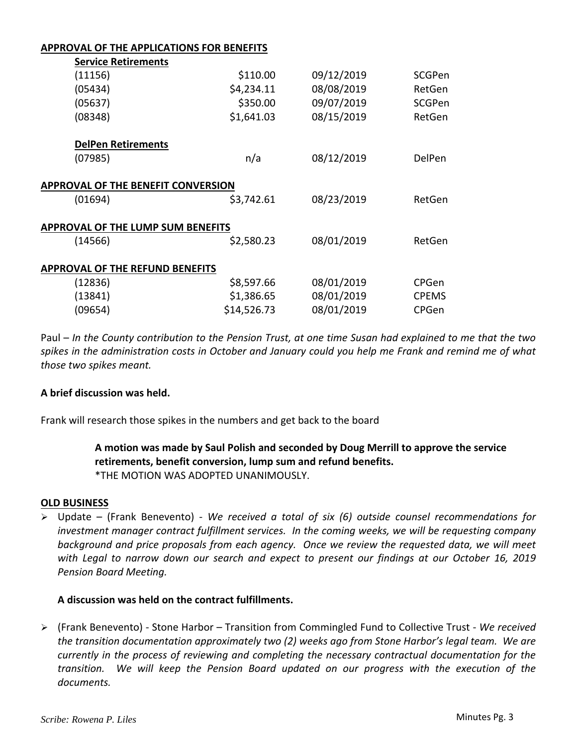**APPROVAL OF THE APPLICATIONS FOR BENEFITS**

**Service Retirements**

| | | | |
|---|---|---|---|
| (11156) | $110.00 | 09/12/2019 | SCGPen |
| (05434) | $4,234.11 | 08/08/2019 | RetGen |
| (05637) | $350.00 | 09/07/2019 | SCGPen |
| (08348) | $1,641.03 | 08/15/2019 | RetGen |

**DelPen Retirements**

| | | | |
|---|---|---|---|
| (07985) | n/a | 08/12/2019 | DelPen |

**APPROVAL OF THE BENEFIT CONVERSION**

| | | | |
|---|---|---|---|
| (01694) | $3,742.61 | 08/23/2019 | RetGen |

**APPROVAL OF THE LUMP SUM BENEFITS**

| | | | |
|---|---|---|---|
| (14566) | $2,580.23 | 08/01/2019 | RetGen |

**APPROVAL OF THE REFUND BENEFITS**

| | | | |
|---|---|---|---|
| (12836) | $8,597.66 | 08/01/2019 | CPGen |
| (13841) | $1,386.65 | 08/01/2019 | CPEMS |
| (09654) | $14,526.73 | 08/01/2019 | CPGen |

Paul – *In the County contribution to the Pension Trust, at one time Susan had explained to me that the two spikes in the administration costs in October and January could you help me Frank and remind me of what those two spikes meant.*

**A brief discussion was held.**

Frank will research those spikes in the numbers and get back to the board

> **A motion was made by Saul Polish and seconded by Doug Merrill to approve the service retirements, benefit conversion, lump sum and refund benefits.**
> *THE MOTION WAS ADOPTED UNANIMOUSLY.

**OLD BUSINESS**

- Update – (Frank Benevento) - *We received a total of six (6) outside counsel recommendations for investment manager contract fulfillment services. In the coming weeks, we will be requesting company background and price proposals from each agency. Once we review the requested data, we will meet with Legal to narrow down our search and expect to present our findings at our October 16, 2019 Pension Board Meeting.*

  **A discussion was held on the contract fulfillments.**

- (Frank Benevento) - Stone Harbor – Transition from Commingled Fund to Collective Trust - *We received the transition documentation approximately two (2) weeks ago from Stone Harbor's legal team. We are currently in the process of reviewing and completing the necessary contractual documentation for the transition. We will keep the Pension Board updated on our progress with the execution of the documents.*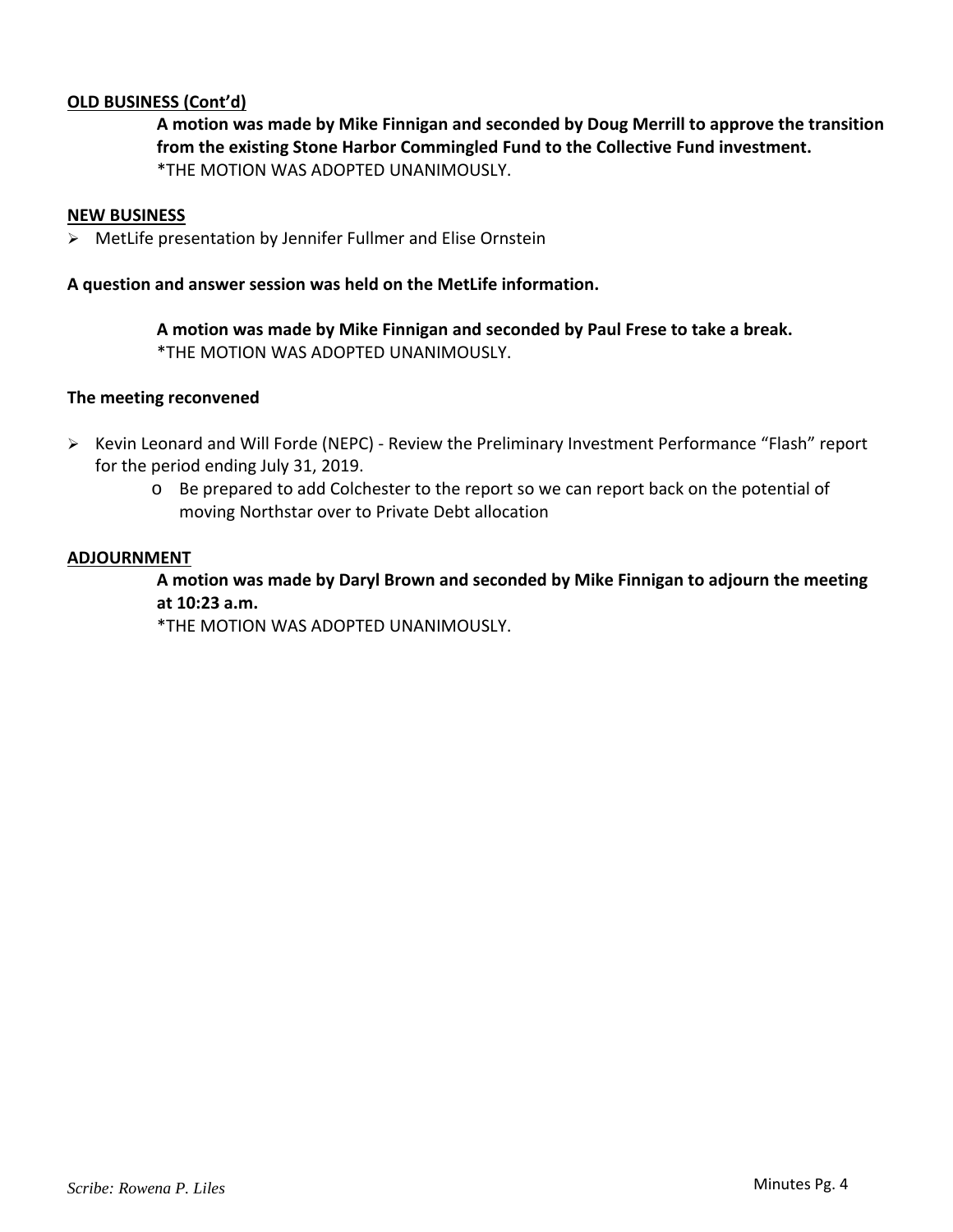**<u>OLD BUSINESS (Cont'd)</u>**

> **A motion was made by Mike Finnigan and seconded by Doug Merrill to approve the transition from the existing Stone Harbor Commingled Fund to the Collective Fund investment.**
> *THE MOTION WAS ADOPTED UNANIMOUSLY.

**<u>NEW BUSINESS</u>**

- MetLife presentation by Jennifer Fullmer and Elise Ornstein

**A question and answer session was held on the MetLife information.**

> **A motion was made by Mike Finnigan and seconded by Paul Frese to take a break.**
> *THE MOTION WAS ADOPTED UNANIMOUSLY.

**The meeting reconvened**

- Kevin Leonard and Will Forde (NEPC) - Review the Preliminary Investment Performance "Flash" report for the period ending July 31, 2019.
  - Be prepared to add Colchester to the report so we can report back on the potential of moving Northstar over to Private Debt allocation

**<u>ADJOURNMENT</u>**

> **A motion was made by Daryl Brown and seconded by Mike Finnigan to adjourn the meeting at 10:23 a.m.**
> *THE MOTION WAS ADOPTED UNANIMOUSLY.

*Scribe: Rowena P. Liles*